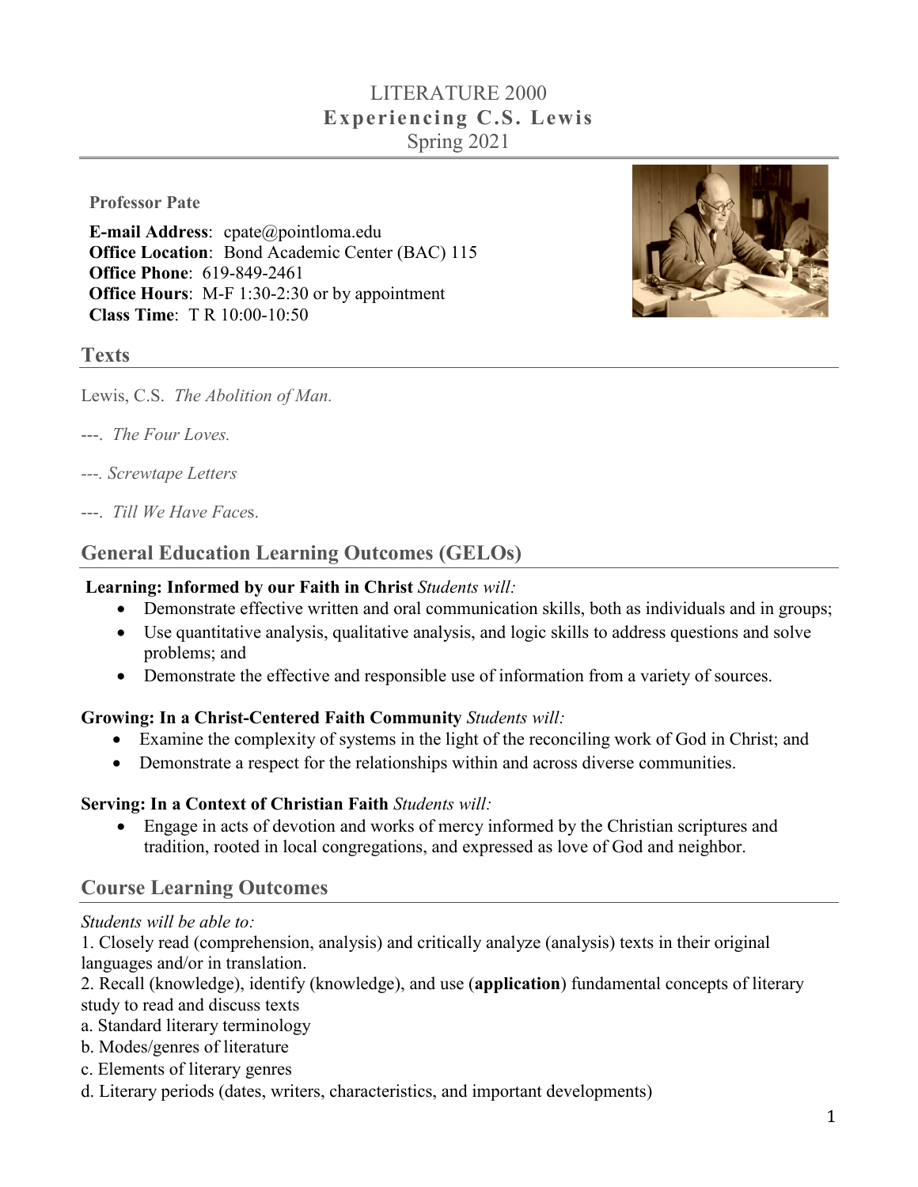# LITERATURE 2000
## Experiencing C.S. Lewis
Spring 2021

**Professor Pate**

**E-mail Address**: cpate@pointloma.edu
**Office Location**: Bond Academic Center (BAC) 115
**Office Phone**: 619-849-2461
**Office Hours**: M-F 1:30-2:30 or by appointment
**Class Time**: T R 10:00-10:50

## Texts

Lewis, C.S. *The Abolition of Man.*

---. *The Four Loves.*

---. *Screwtape Letters*

---. *Till We Have Faces*.

## General Education Learning Outcomes (GELOs)

**Learning: Informed by our Faith in Christ** *Students will:*

- Demonstrate effective written and oral communication skills, both as individuals and in groups;
- Use quantitative analysis, qualitative analysis, and logic skills to address questions and solve problems; and
- Demonstrate the effective and responsible use of information from a variety of sources.

**Growing: In a Christ-Centered Faith Community** *Students will:*

- Examine the complexity of systems in the light of the reconciling work of God in Christ; and
- Demonstrate a respect for the relationships within and across diverse communities.

**Serving: In a Context of Christian Faith** *Students will:*

- Engage in acts of devotion and works of mercy informed by the Christian scriptures and tradition, rooted in local congregations, and expressed as love of God and neighbor.

## Course Learning Outcomes

*Students will be able to:*

1. Closely read (comprehension, analysis) and critically analyze (analysis) texts in their original languages and/or in translation.
2. Recall (knowledge), identify (knowledge), and use (**application**) fundamental concepts of literary study to read and discuss texts

a. Standard literary terminology
b. Modes/genres of literature
c. Elements of literary genres
d. Literary periods (dates, writers, characteristics, and important developments)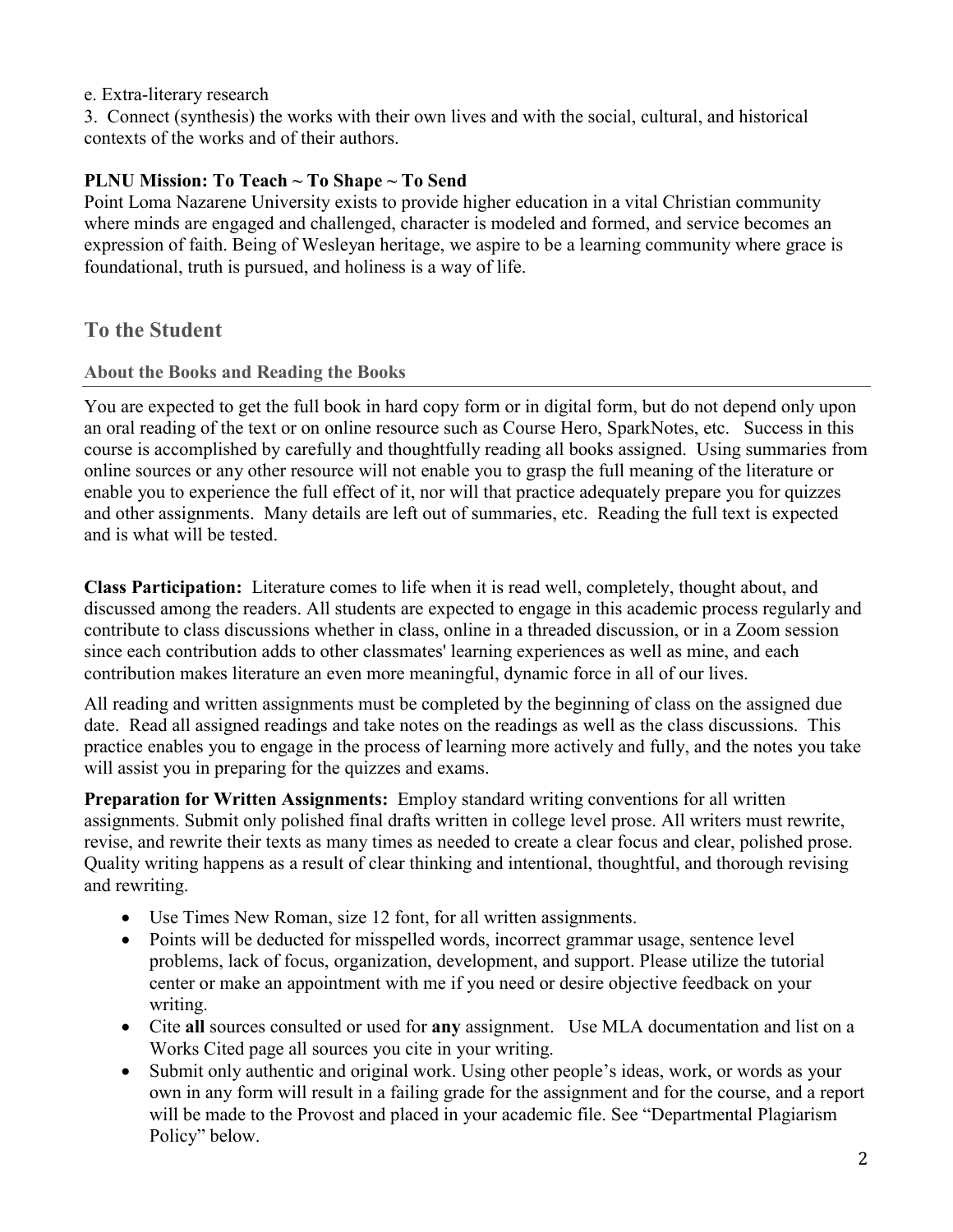e. Extra-literary research

3. Connect (synthesis) the works with their own lives and with the social, cultural, and historical contexts of the works and of their authors.

**PLNU Mission: To Teach ~ To Shape ~ To Send**

Point Loma Nazarene University exists to provide higher education in a vital Christian community where minds are engaged and challenged, character is modeled and formed, and service becomes an expression of faith. Being of Wesleyan heritage, we aspire to be a learning community where grace is foundational, truth is pursued, and holiness is a way of life.

## To the Student

### About the Books and Reading the Books

You are expected to get the full book in hard copy form or in digital form, but do not depend only upon an oral reading of the text or on online resource such as Course Hero, SparkNotes, etc. Success in this course is accomplished by carefully and thoughtfully reading all books assigned. Using summaries from online sources or any other resource will not enable you to grasp the full meaning of the literature or enable you to experience the full effect of it, nor will that practice adequately prepare you for quizzes and other assignments. Many details are left out of summaries, etc. Reading the full text is expected and is what will be tested.

**Class Participation:** Literature comes to life when it is read well, completely, thought about, and discussed among the readers. All students are expected to engage in this academic process regularly and contribute to class discussions whether in class, online in a threaded discussion, or in a Zoom session since each contribution adds to other classmates' learning experiences as well as mine, and each contribution makes literature an even more meaningful, dynamic force in all of our lives.

All reading and written assignments must be completed by the beginning of class on the assigned due date. Read all assigned readings and take notes on the readings as well as the class discussions. This practice enables you to engage in the process of learning more actively and fully, and the notes you take will assist you in preparing for the quizzes and exams.

**Preparation for Written Assignments:** Employ standard writing conventions for all written assignments. Submit only polished final drafts written in college level prose. All writers must rewrite, revise, and rewrite their texts as many times as needed to create a clear focus and clear, polished prose. Quality writing happens as a result of clear thinking and intentional, thoughtful, and thorough revising and rewriting.

- Use Times New Roman, size 12 font, for all written assignments.
- Points will be deducted for misspelled words, incorrect grammar usage, sentence level problems, lack of focus, organization, development, and support. Please utilize the tutorial center or make an appointment with me if you need or desire objective feedback on your writing.
- Cite **all** sources consulted or used for **any** assignment. Use MLA documentation and list on a Works Cited page all sources you cite in your writing.
- Submit only authentic and original work. Using other people's ideas, work, or words as your own in any form will result in a failing grade for the assignment and for the course, and a report will be made to the Provost and placed in your academic file. See "Departmental Plagiarism Policy" below.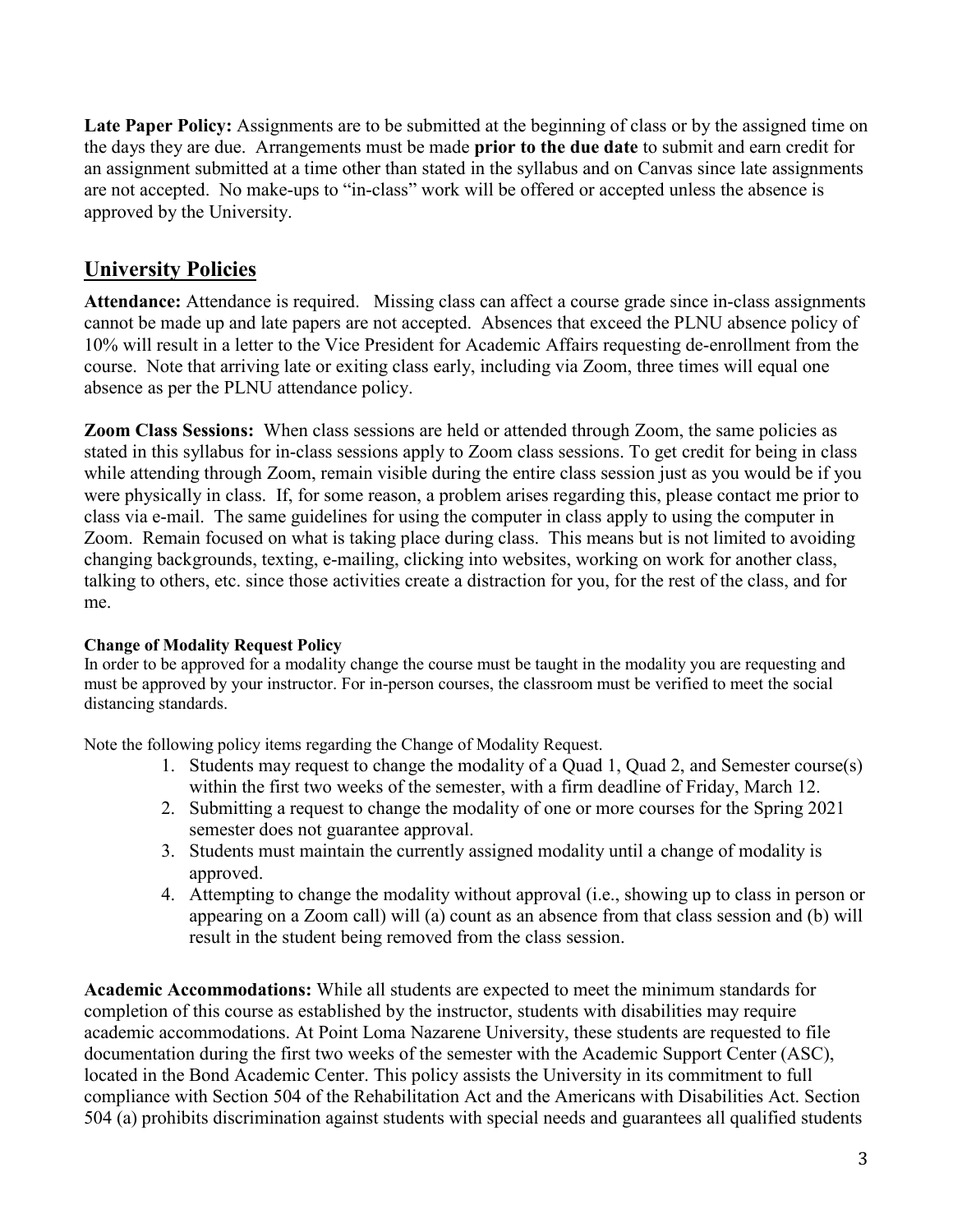**Late Paper Policy:** Assignments are to be submitted at the beginning of class or by the assigned time on the days they are due. Arrangements must be made **prior to the due date** to submit and earn credit for an assignment submitted at a time other than stated in the syllabus and on Canvas since late assignments are not accepted. No make-ups to "in-class" work will be offered or accepted unless the absence is approved by the University.

## University Policies

**Attendance:** Attendance is required. Missing class can affect a course grade since in-class assignments cannot be made up and late papers are not accepted. Absences that exceed the PLNU absence policy of 10% will result in a letter to the Vice President for Academic Affairs requesting de-enrollment from the course. Note that arriving late or exiting class early, including via Zoom, three times will equal one absence as per the PLNU attendance policy.

**Zoom Class Sessions:** When class sessions are held or attended through Zoom, the same policies as stated in this syllabus for in-class sessions apply to Zoom class sessions. To get credit for being in class while attending through Zoom, remain visible during the entire class session just as you would be if you were physically in class. If, for some reason, a problem arises regarding this, please contact me prior to class via e-mail. The same guidelines for using the computer in class apply to using the computer in Zoom. Remain focused on what is taking place during class. This means but is not limited to avoiding changing backgrounds, texting, e-mailing, clicking into websites, working on work for another class, talking to others, etc. since those activities create a distraction for you, for the rest of the class, and for me.

**Change of Modality Request Policy**

In order to be approved for a modality change the course must be taught in the modality you are requesting and must be approved by your instructor. For in-person courses, the classroom must be verified to meet the social distancing standards.

Note the following policy items regarding the Change of Modality Request.

1. Students may request to change the modality of a Quad 1, Quad 2, and Semester course(s) within the first two weeks of the semester, with a firm deadline of Friday, March 12.
2. Submitting a request to change the modality of one or more courses for the Spring 2021 semester does not guarantee approval.
3. Students must maintain the currently assigned modality until a change of modality is approved.
4. Attempting to change the modality without approval (i.e., showing up to class in person or appearing on a Zoom call) will (a) count as an absence from that class session and (b) will result in the student being removed from the class session.

**Academic Accommodations:** While all students are expected to meet the minimum standards for completion of this course as established by the instructor, students with disabilities may require academic accommodations. At Point Loma Nazarene University, these students are requested to file documentation during the first two weeks of the semester with the Academic Support Center (ASC), located in the Bond Academic Center. This policy assists the University in its commitment to full compliance with Section 504 of the Rehabilitation Act and the Americans with Disabilities Act. Section 504 (a) prohibits discrimination against students with special needs and guarantees all qualified students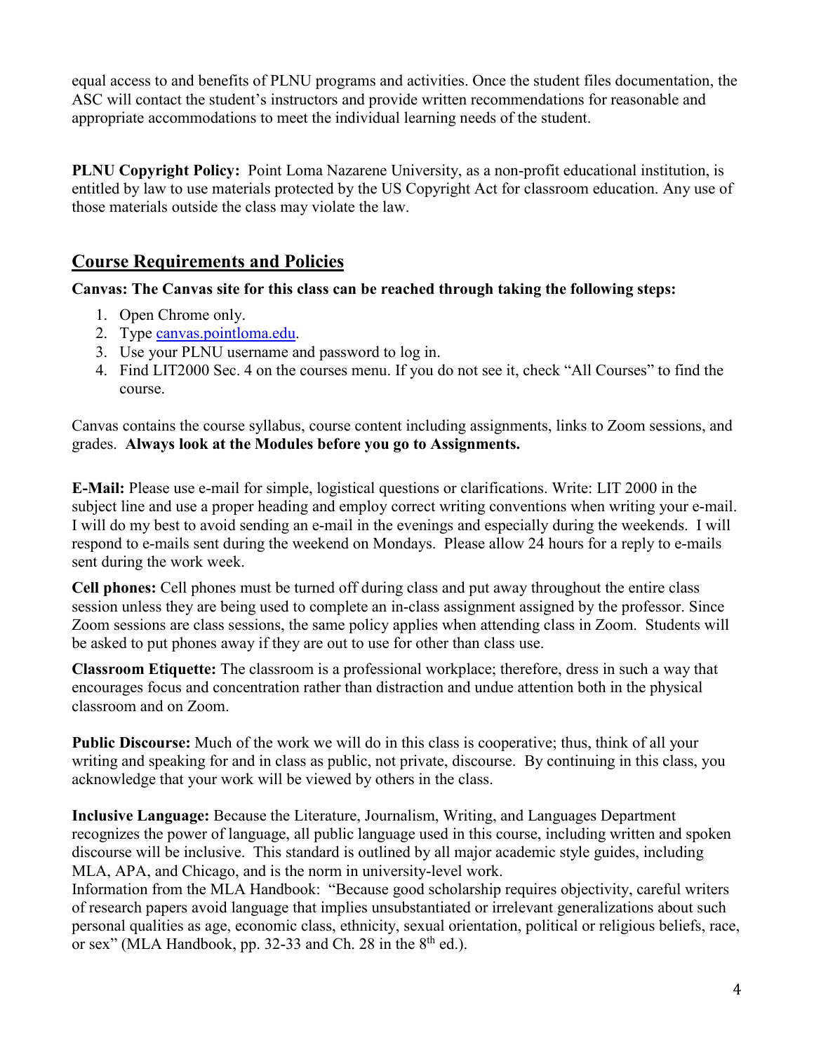equal access to and benefits of PLNU programs and activities. Once the student files documentation, the ASC will contact the student's instructors and provide written recommendations for reasonable and appropriate accommodations to meet the individual learning needs of the student.

**PLNU Copyright Policy:** Point Loma Nazarene University, as a non-profit educational institution, is entitled by law to use materials protected by the US Copyright Act for classroom education. Any use of those materials outside the class may violate the law.

## Course Requirements and Policies

**Canvas: The Canvas site for this class can be reached through taking the following steps:**

1. Open Chrome only.
2. Type [canvas.pointloma.edu](canvas.pointloma.edu).
3. Use your PLNU username and password to log in.
4. Find LIT2000 Sec. 4 on the courses menu. If you do not see it, check "All Courses" to find the course.

Canvas contains the course syllabus, course content including assignments, links to Zoom sessions, and grades. **Always look at the Modules before you go to Assignments.**

**E-Mail:** Please use e-mail for simple, logistical questions or clarifications. Write: LIT 2000 in the subject line and use a proper heading and employ correct writing conventions when writing your e-mail. I will do my best to avoid sending an e-mail in the evenings and especially during the weekends. I will respond to e-mails sent during the weekend on Mondays. Please allow 24 hours for a reply to e-mails sent during the work week.

**Cell phones:** Cell phones must be turned off during class and put away throughout the entire class session unless they are being used to complete an in-class assignment assigned by the professor. Since Zoom sessions are class sessions, the same policy applies when attending class in Zoom. Students will be asked to put phones away if they are out to use for other than class use.

**Classroom Etiquette:** The classroom is a professional workplace; therefore, dress in such a way that encourages focus and concentration rather than distraction and undue attention both in the physical classroom and on Zoom.

**Public Discourse:** Much of the work we will do in this class is cooperative; thus, think of all your writing and speaking for and in class as public, not private, discourse. By continuing in this class, you acknowledge that your work will be viewed by others in the class.

**Inclusive Language:** Because the Literature, Journalism, Writing, and Languages Department recognizes the power of language, all public language used in this course, including written and spoken discourse will be inclusive. This standard is outlined by all major academic style guides, including MLA, APA, and Chicago, and is the norm in university-level work.
Information from the MLA Handbook: "Because good scholarship requires objectivity, careful writers of research papers avoid language that implies unsubstantiated or irrelevant generalizations about such personal qualities as age, economic class, ethnicity, sexual orientation, political or religious beliefs, race, or sex" (MLA Handbook, pp. 32-33 and Ch. 28 in the 8th ed.).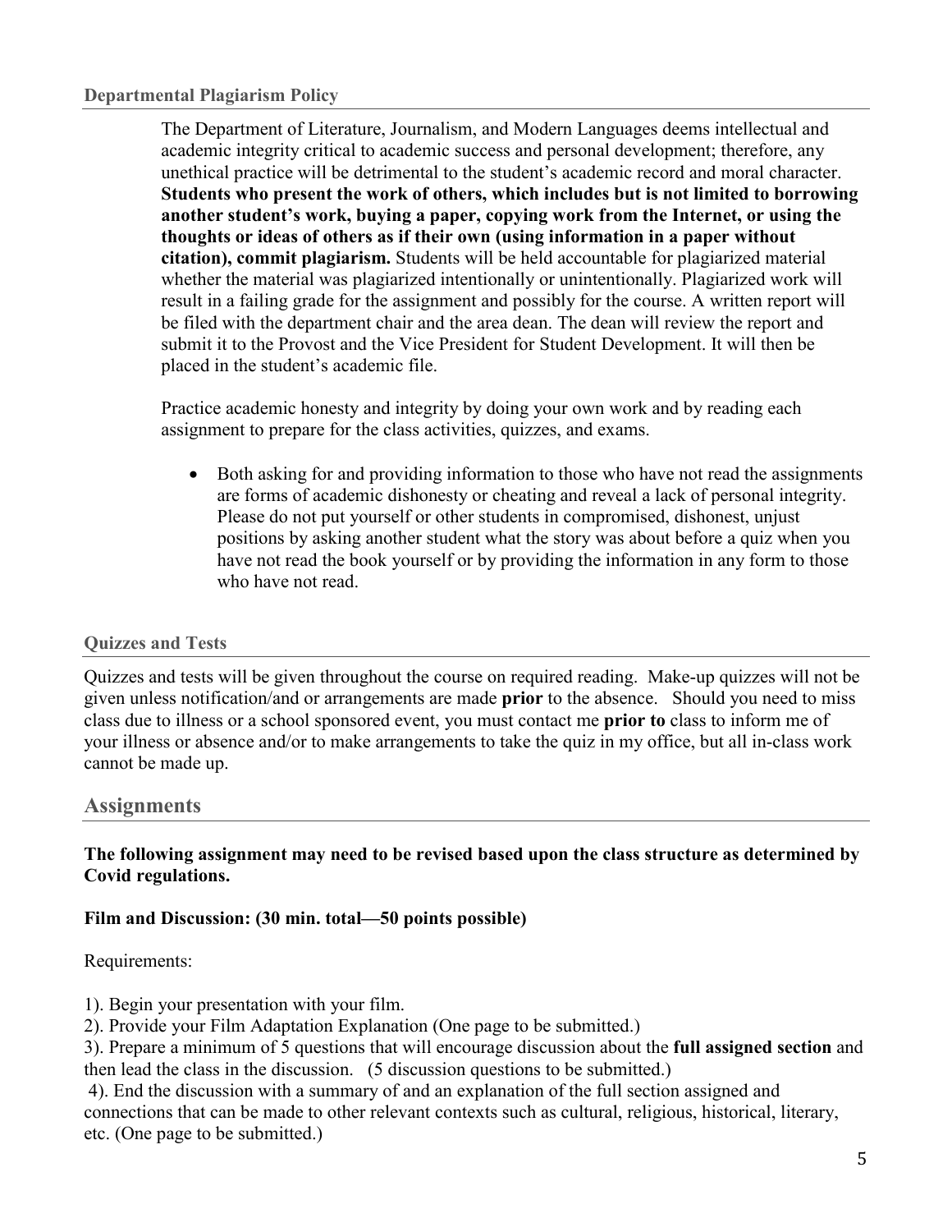### Departmental Plagiarism Policy

The Department of Literature, Journalism, and Modern Languages deems intellectual and academic integrity critical to academic success and personal development; therefore, any unethical practice will be detrimental to the student's academic record and moral character. **Students who present the work of others, which includes but is not limited to borrowing another student's work, buying a paper, copying work from the Internet, or using the thoughts or ideas of others as if their own (using information in a paper without citation), commit plagiarism.** Students will be held accountable for plagiarized material whether the material was plagiarized intentionally or unintentionally. Plagiarized work will result in a failing grade for the assignment and possibly for the course. A written report will be filed with the department chair and the area dean. The dean will review the report and submit it to the Provost and the Vice President for Student Development. It will then be placed in the student's academic file.

Practice academic honesty and integrity by doing your own work and by reading each assignment to prepare for the class activities, quizzes, and exams.

- Both asking for and providing information to those who have not read the assignments are forms of academic dishonesty or cheating and reveal a lack of personal integrity. Please do not put yourself or other students in compromised, dishonest, unjust positions by asking another student what the story was about before a quiz when you have not read the book yourself or by providing the information in any form to those who have not read.

### Quizzes and Tests

Quizzes and tests will be given throughout the course on required reading. Make-up quizzes will not be given unless notification/and or arrangements are made **prior** to the absence. Should you need to miss class due to illness or a school sponsored event, you must contact me **prior to** class to inform me of your illness or absence and/or to make arrangements to take the quiz in my office, but all in-class work cannot be made up.

## Assignments

**The following assignment may need to be revised based upon the class structure as determined by Covid regulations.**

**Film and Discussion: (30 min. total—50 points possible)**

Requirements:

1). Begin your presentation with your film.
2). Provide your Film Adaptation Explanation (One page to be submitted.)
3). Prepare a minimum of 5 questions that will encourage discussion about the **full assigned section** and then lead the class in the discussion. (5 discussion questions to be submitted.)
4). End the discussion with a summary of and an explanation of the full section assigned and connections that can be made to other relevant contexts such as cultural, religious, historical, literary, etc. (One page to be submitted.)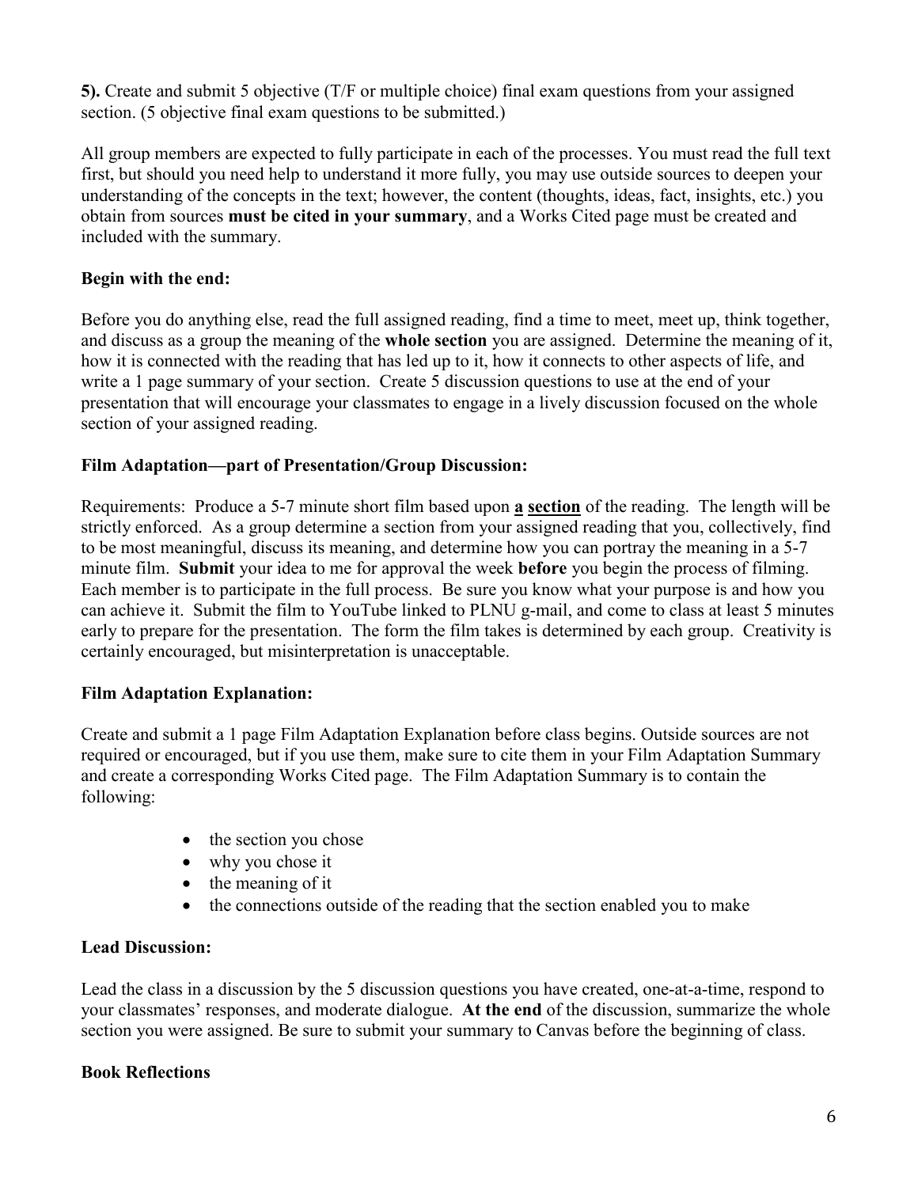**5).** Create and submit 5 objective (T/F or multiple choice) final exam questions from your assigned section. (5 objective final exam questions to be submitted.)

All group members are expected to fully participate in each of the processes. You must read the full text first, but should you need help to understand it more fully, you may use outside sources to deepen your understanding of the concepts in the text; however, the content (thoughts, ideas, fact, insights, etc.) you obtain from sources **must be cited in your summary**, and a Works Cited page must be created and included with the summary.

**Begin with the end:**

Before you do anything else, read the full assigned reading, find a time to meet, meet up, think together, and discuss as a group the meaning of the **whole section** you are assigned. Determine the meaning of it, how it is connected with the reading that has led up to it, how it connects to other aspects of life, and write a 1 page summary of your section. Create 5 discussion questions to use at the end of your presentation that will encourage your classmates to engage in a lively discussion focused on the whole section of your assigned reading.

**Film Adaptation—part of Presentation/Group Discussion:**

Requirements: Produce a 5-7 minute short film based upon **a section** of the reading. The length will be strictly enforced. As a group determine a section from your assigned reading that you, collectively, find to be most meaningful, discuss its meaning, and determine how you can portray the meaning in a 5-7 minute film. **Submit** your idea to me for approval the week **before** you begin the process of filming. Each member is to participate in the full process. Be sure you know what your purpose is and how you can achieve it. Submit the film to YouTube linked to PLNU g-mail, and come to class at least 5 minutes early to prepare for the presentation. The form the film takes is determined by each group. Creativity is certainly encouraged, but misinterpretation is unacceptable.

**Film Adaptation Explanation:**

Create and submit a 1 page Film Adaptation Explanation before class begins. Outside sources are not required or encouraged, but if you use them, make sure to cite them in your Film Adaptation Summary and create a corresponding Works Cited page. The Film Adaptation Summary is to contain the following:

- the section you chose
- why you chose it
- the meaning of it
- the connections outside of the reading that the section enabled you to make

**Lead Discussion:**

Lead the class in a discussion by the 5 discussion questions you have created, one-at-a-time, respond to your classmates' responses, and moderate dialogue. **At the end** of the discussion, summarize the whole section you were assigned. Be sure to submit your summary to Canvas before the beginning of class.

**Book Reflections**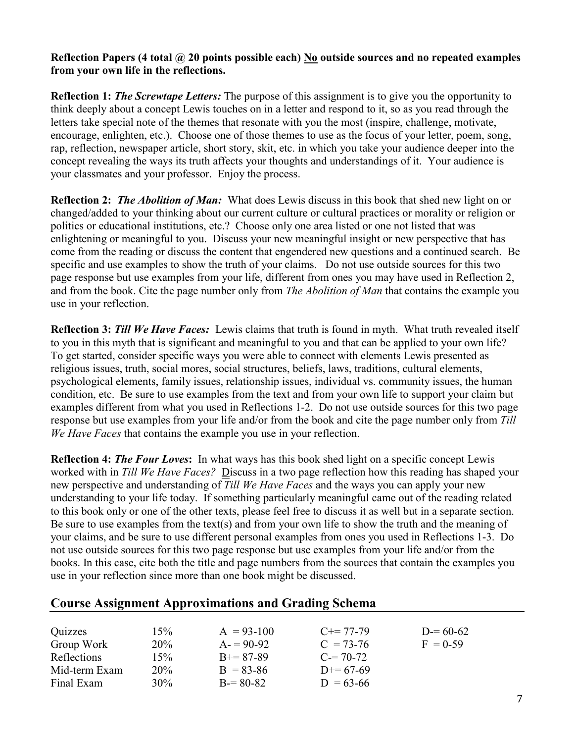**Reflection Papers (4 total @ 20 points possible each) <u>No</u> outside sources and no repeated examples from your own life in the reflections.**

**Reflection 1:** ***The Screwtape Letters:*** The purpose of this assignment is to give you the opportunity to think deeply about a concept Lewis touches on in a letter and respond to it, so as you read through the letters take special note of the themes that resonate with you the most (inspire, challenge, motivate, encourage, enlighten, etc.). Choose one of those themes to use as the focus of your letter, poem, song, rap, reflection, newspaper article, short story, skit, etc. in which you take your audience deeper into the concept revealing the ways its truth affects your thoughts and understandings of it. Your audience is your classmates and your professor. Enjoy the process.

**Reflection 2:** ***The Abolition of Man:*** What does Lewis discuss in this book that shed new light on or changed/added to your thinking about our current culture or cultural practices or morality or religion or politics or educational institutions, etc.? Choose only one area listed or one not listed that was enlightening or meaningful to you. Discuss your new meaningful insight or new perspective that has come from the reading or discuss the content that engendered new questions and a continued search. Be specific and use examples to show the truth of your claims. Do not use outside sources for this two page response but use examples from your life, different from ones you may have used in Reflection 2, and from the book. Cite the page number only from *The Abolition of Man* that contains the example you use in your reflection.

**Reflection 3:** ***Till We Have Faces:*** Lewis claims that truth is found in myth. What truth revealed itself to you in this myth that is significant and meaningful to you and that can be applied to your own life? To get started, consider specific ways you were able to connect with elements Lewis presented as religious issues, truth, social mores, social structures, beliefs, laws, traditions, cultural elements, psychological elements, family issues, relationship issues, individual vs. community issues, the human condition, etc. Be sure to use examples from the text and from your own life to support your claim but examples different from what you used in Reflections 1-2. Do not use outside sources for this two page response but use examples from your life and/or from the book and cite the page number only from *Till We Have Faces* that contains the example you use in your reflection.

**Reflection 4:** ***The Four Loves*****:** In what ways has this book shed light on a specific concept Lewis worked with in *Till We Have Faces?* <u>D</u>iscuss in a two page reflection how this reading has shaped your new perspective and understanding of *Till We Have Faces* and the ways you can apply your new understanding to your life today. If something particularly meaningful came out of the reading related to this book only or one of the other texts, please feel free to discuss it as well but in a separate section. Be sure to use examples from the text(s) and from your own life to show the truth and the meaning of your claims, and be sure to use different personal examples from ones you used in Reflections 1-3. Do not use outside sources for this two page response but use examples from your life and/or from the books. In this case, cite both the title and page numbers from the sources that contain the examples you use in your reflection since more than one book might be discussed.

## Course Assignment Approximations and Grading Schema

| | | | | |
|---|---|---|---|---|
| Quizzes | 15% | A = 93-100 | C+= 77-79 | D-= 60-62 |
| Group Work | 20% | A- = 90-92 | C = 73-76 | F = 0-59 |
| Reflections | 15% | B+= 87-89 | C-= 70-72 | |
| Mid-term Exam | 20% | B = 83-86 | D+= 67-69 | |
| Final Exam | 30% | B-= 80-82 | D = 63-66 | |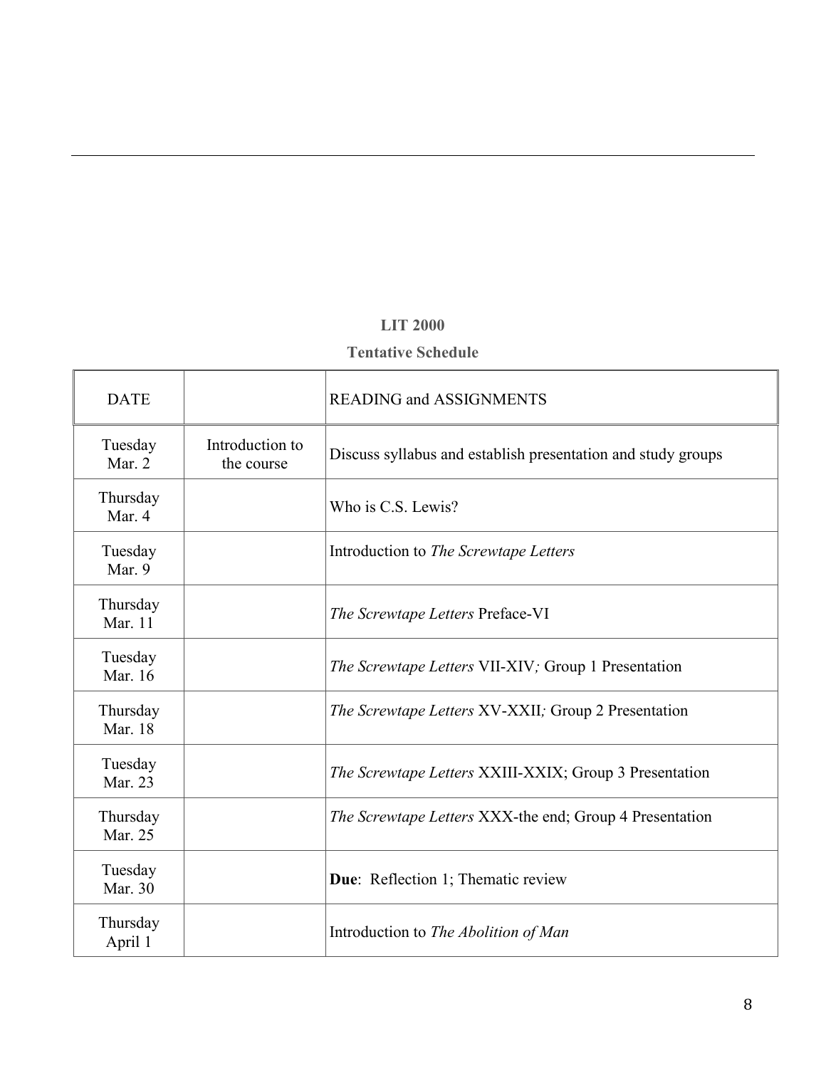**LIT 2000**

**Tentative Schedule**

| DATE | | READING and ASSIGNMENTS |
|---|---|---|
| Tuesday Mar. 2 | Introduction to the course | Discuss syllabus and establish presentation and study groups |
| Thursday Mar. 4 | | Who is C.S. Lewis? |
| Tuesday Mar. 9 | | Introduction to *The Screwtape Letters* |
| Thursday Mar. 11 | | *The Screwtape Letters* Preface-VI |
| Tuesday Mar. 16 | | *The Screwtape Letters* VII-XIV; Group 1 Presentation |
| Thursday Mar. 18 | | *The Screwtape Letters* XV-XXII; Group 2 Presentation |
| Tuesday Mar. 23 | | *The Screwtape Letters* XXIII-XXIX; Group 3 Presentation |
| Thursday Mar. 25 | | *The Screwtape Letters* XXX-the end; Group 4 Presentation |
| Tuesday Mar. 30 | | **Due**: Reflection 1; Thematic review |
| Thursday April 1 | | Introduction to *The Abolition of Man* |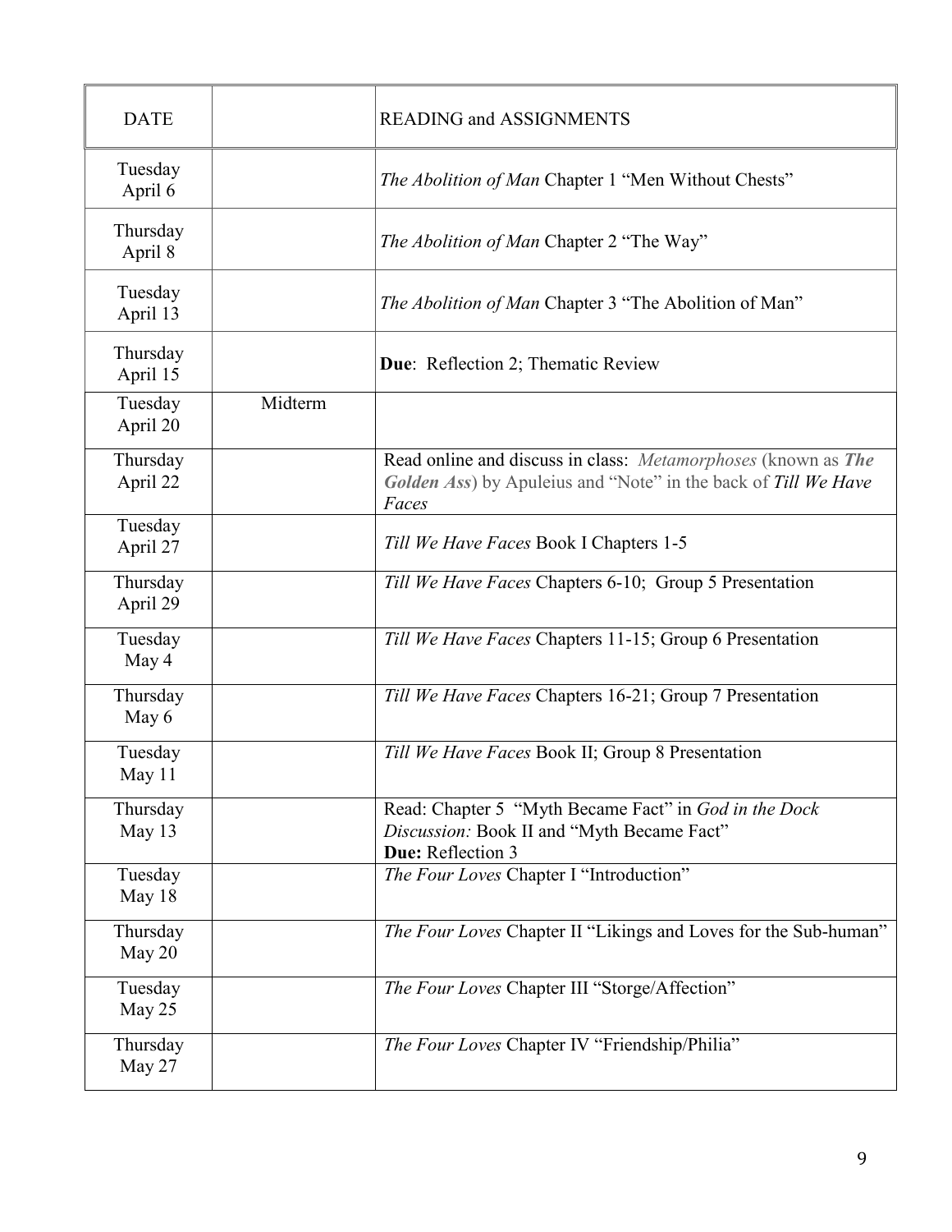| DATE | | READING and ASSIGNMENTS |
|---|---|---|
| Tuesday April 6 | | *The Abolition of Man* Chapter 1 "Men Without Chests" |
| Thursday April 8 | | *The Abolition of Man* Chapter 2 "The Way" |
| Tuesday April 13 | | *The Abolition of Man* Chapter 3 "The Abolition of Man" |
| Thursday April 15 | | **Due**: Reflection 2; Thematic Review |
| Tuesday April 20 | Midterm | |
| Thursday April 22 | | Read online and discuss in class: *Metamorphoses* (known as ***The Golden Ass***) by Apuleius and "Note" in the back of *Till We Have Faces* |
| Tuesday April 27 | | *Till We Have Faces* Book I Chapters 1-5 |
| Thursday April 29 | | *Till We Have Faces* Chapters 6-10; Group 5 Presentation |
| Tuesday May 4 | | *Till We Have Faces* Chapters 11-15; Group 6 Presentation |
| Thursday May 6 | | *Till We Have Faces* Chapters 16-21; Group 7 Presentation |
| Tuesday May 11 | | *Till We Have Faces* Book II; Group 8 Presentation |
| Thursday May 13 | | Read: Chapter 5 "Myth Became Fact" in *God in the Dock*<br>*Discussion:* Book II and "Myth Became Fact"<br>**Due:** Reflection 3 |
| Tuesday May 18 | | *The Four Loves* Chapter I "Introduction" |
| Thursday May 20 | | *The Four Loves* Chapter II "Likings and Loves for the Sub-human" |
| Tuesday May 25 | | *The Four Loves* Chapter III "Storge/Affection" |
| Thursday May 27 | | *The Four Loves* Chapter IV "Friendship/Philia" |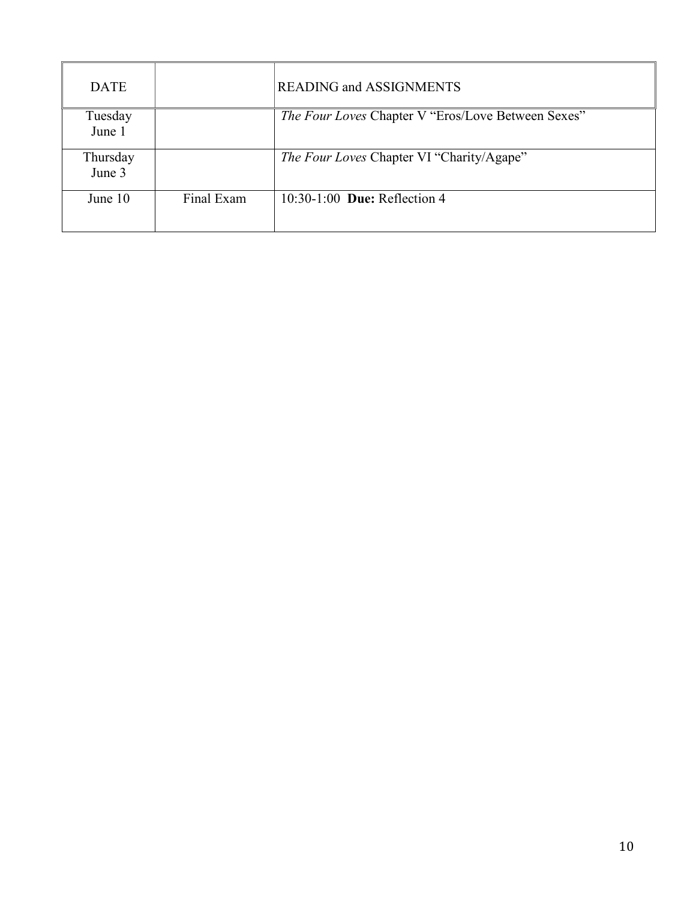| DATE | | READING and ASSIGNMENTS |
|---|---|---|
| Tuesday June 1 | | *The Four Loves* Chapter V "Eros/Love Between Sexes" |
| Thursday June 3 | | *The Four Loves* Chapter VI "Charity/Agape" |
| June 10 | Final Exam | 10:30-1:00 **Due:** Reflection 4 |